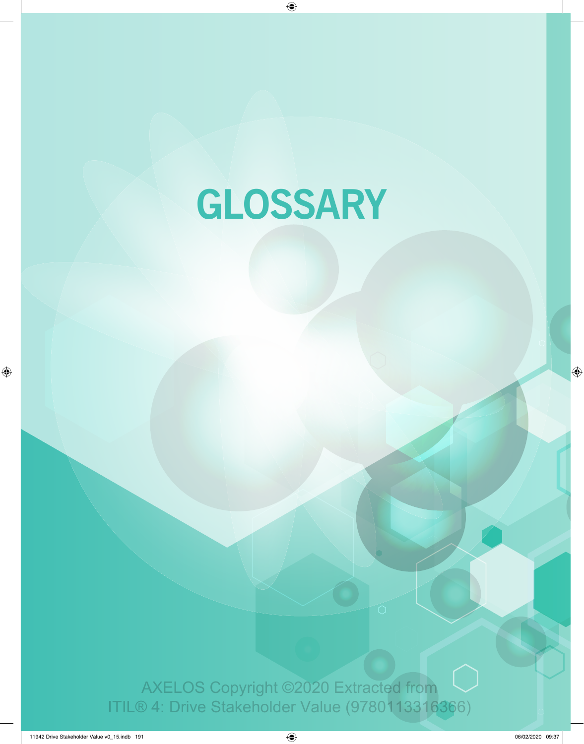# GLOSSARY

AXELOS Copyright ©2020 Extracted from
ITIL® 4: Drive Stakeholder Value (9780113316366)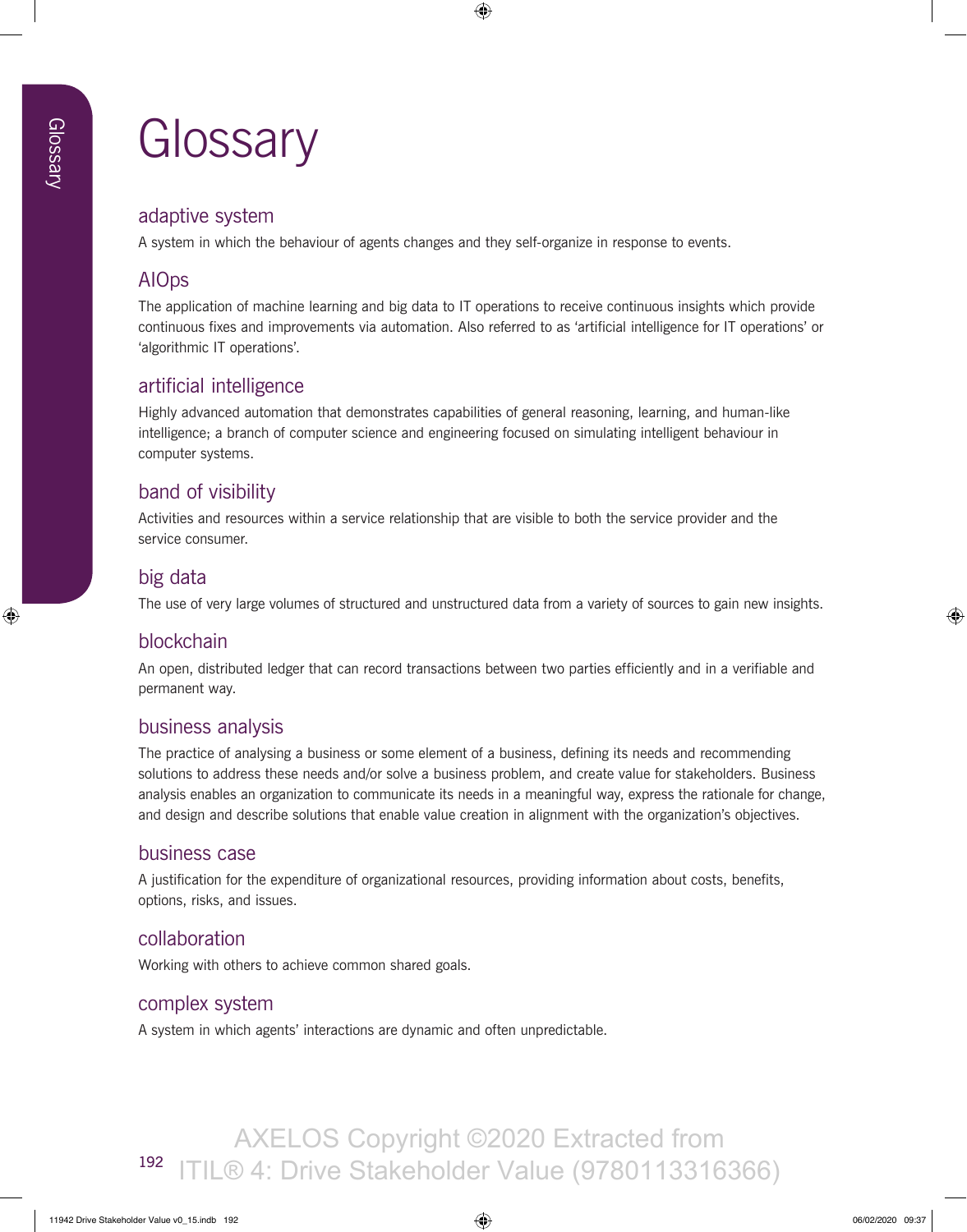# Glossary

## adaptive system

A system in which the behaviour of agents changes and they self-organize in response to events.

## AIOps

The application of machine learning and big data to IT operations to receive continuous insights which provide continuous fixes and improvements via automation. Also referred to as 'artificial intelligence for IT operations' or 'algorithmic IT operations'.

## artificial intelligence

Highly advanced automation that demonstrates capabilities of general reasoning, learning, and human-like intelligence; a branch of computer science and engineering focused on simulating intelligent behaviour in computer systems.

## band of visibility

Activities and resources within a service relationship that are visible to both the service provider and the service consumer.

## big data

The use of very large volumes of structured and unstructured data from a variety of sources to gain new insights.

## blockchain

An open, distributed ledger that can record transactions between two parties efficiently and in a verifiable and permanent way.

## business analysis

The practice of analysing a business or some element of a business, defining its needs and recommending solutions to address these needs and/or solve a business problem, and create value for stakeholders. Business analysis enables an organization to communicate its needs in a meaningful way, express the rationale for change, and design and describe solutions that enable value creation in alignment with the organization's objectives.

## business case

A justification for the expenditure of organizational resources, providing information about costs, benefits, options, risks, and issues.

## collaboration

Working with others to achieve common shared goals.

## complex system

A system in which agents' interactions are dynamic and often unpredictable.

AXELOS Copyright ©2020 Extracted from ITIL® 4: Drive Stakeholder Value (9780113316366)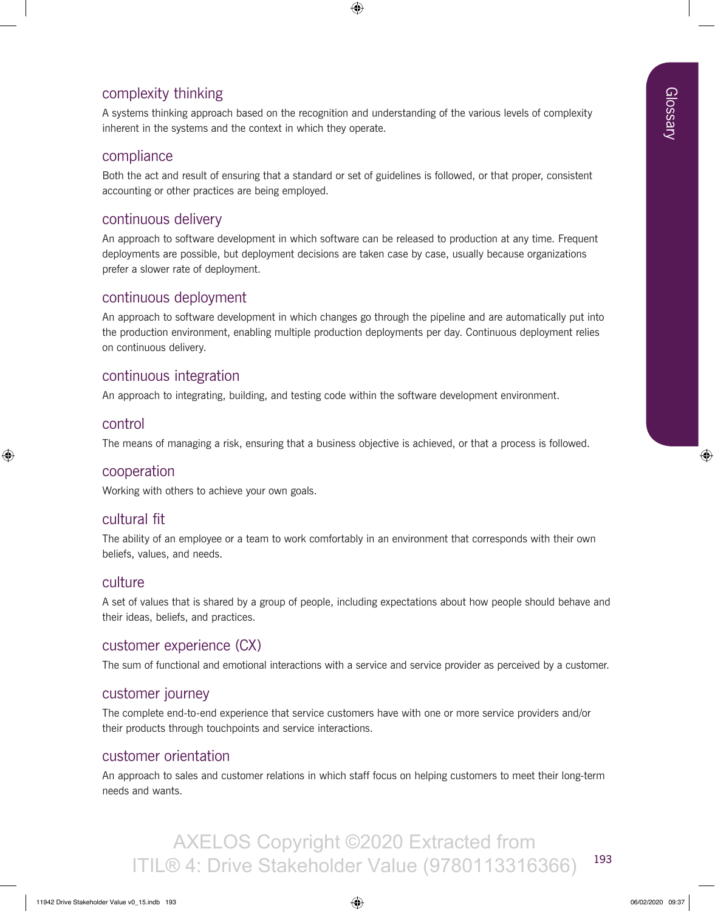## complexity thinking

A systems thinking approach based on the recognition and understanding of the various levels of complexity inherent in the systems and the context in which they operate.

## compliance

Both the act and result of ensuring that a standard or set of guidelines is followed, or that proper, consistent accounting or other practices are being employed.

## continuous delivery

An approach to software development in which software can be released to production at any time. Frequent deployments are possible, but deployment decisions are taken case by case, usually because organizations prefer a slower rate of deployment.

## continuous deployment

An approach to software development in which changes go through the pipeline and are automatically put into the production environment, enabling multiple production deployments per day. Continuous deployment relies on continuous delivery.

## continuous integration

An approach to integrating, building, and testing code within the software development environment.

## control

The means of managing a risk, ensuring that a business objective is achieved, or that a process is followed.

## cooperation

Working with others to achieve your own goals.

## cultural fit

The ability of an employee or a team to work comfortably in an environment that corresponds with their own beliefs, values, and needs.

## culture

A set of values that is shared by a group of people, including expectations about how people should behave and their ideas, beliefs, and practices.

## customer experience (CX)

The sum of functional and emotional interactions with a service and service provider as perceived by a customer.

## customer journey

The complete end-to-end experience that service customers have with one or more service providers and/or their products through touchpoints and service interactions.

## customer orientation

An approach to sales and customer relations in which staff focus on helping customers to meet their long-term needs and wants.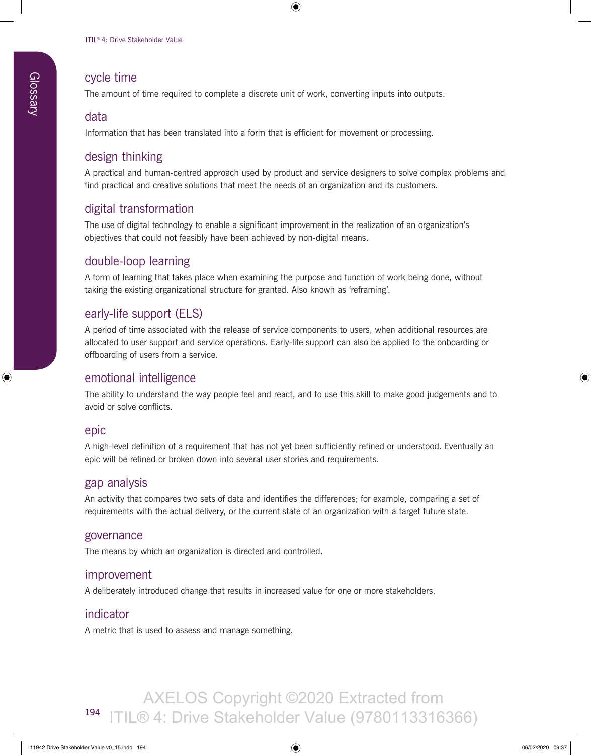## cycle time

The amount of time required to complete a discrete unit of work, converting inputs into outputs.

## data

Information that has been translated into a form that is efficient for movement or processing.

## design thinking

A practical and human-centred approach used by product and service designers to solve complex problems and find practical and creative solutions that meet the needs of an organization and its customers.

## digital transformation

The use of digital technology to enable a significant improvement in the realization of an organization's objectives that could not feasibly have been achieved by non-digital means.

## double-loop learning

A form of learning that takes place when examining the purpose and function of work being done, without taking the existing organizational structure for granted. Also known as 'reframing'.

## early-life support (ELS)

A period of time associated with the release of service components to users, when additional resources are allocated to user support and service operations. Early-life support can also be applied to the onboarding or offboarding of users from a service.

## emotional intelligence

The ability to understand the way people feel and react, and to use this skill to make good judgements and to avoid or solve conflicts.

## epic

A high-level definition of a requirement that has not yet been sufficiently refined or understood. Eventually an epic will be refined or broken down into several user stories and requirements.

## gap analysis

An activity that compares two sets of data and identifies the differences; for example, comparing a set of requirements with the actual delivery, or the current state of an organization with a target future state.

## governance

The means by which an organization is directed and controlled.

## improvement

A deliberately introduced change that results in increased value for one or more stakeholders.

## indicator

A metric that is used to assess and manage something.

AXELOS Copyright ©2020 Extracted from ITIL® 4: Drive Stakeholder Value (9780113316366)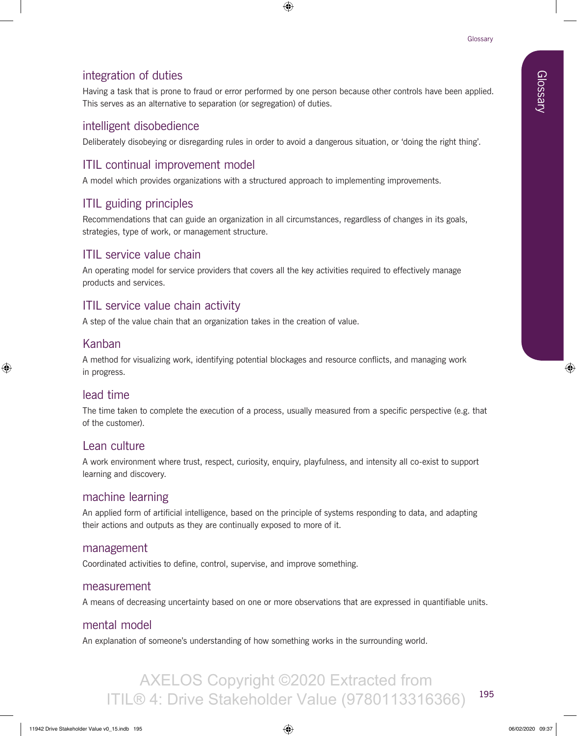## integration of duties

Having a task that is prone to fraud or error performed by one person because other controls have been applied. This serves as an alternative to separation (or segregation) of duties.

## intelligent disobedience

Deliberately disobeying or disregarding rules in order to avoid a dangerous situation, or 'doing the right thing'.

## ITIL continual improvement model

A model which provides organizations with a structured approach to implementing improvements.

## ITIL guiding principles

Recommendations that can guide an organization in all circumstances, regardless of changes in its goals, strategies, type of work, or management structure.

## ITIL service value chain

An operating model for service providers that covers all the key activities required to effectively manage products and services.

## ITIL service value chain activity

A step of the value chain that an organization takes in the creation of value.

## Kanban

A method for visualizing work, identifying potential blockages and resource conflicts, and managing work in progress.

## lead time

The time taken to complete the execution of a process, usually measured from a specific perspective (e.g. that of the customer).

## Lean culture

A work environment where trust, respect, curiosity, enquiry, playfulness, and intensity all co-exist to support learning and discovery.

## machine learning

An applied form of artificial intelligence, based on the principle of systems responding to data, and adapting their actions and outputs as they are continually exposed to more of it.

## management

Coordinated activities to define, control, supervise, and improve something.

## measurement

A means of decreasing uncertainty based on one or more observations that are expressed in quantifiable units.

## mental model

An explanation of someone's understanding of how something works in the surrounding world.

AXELOS Copyright ©2020 Extracted from ITIL® 4: Drive Stakeholder Value (9780113316366)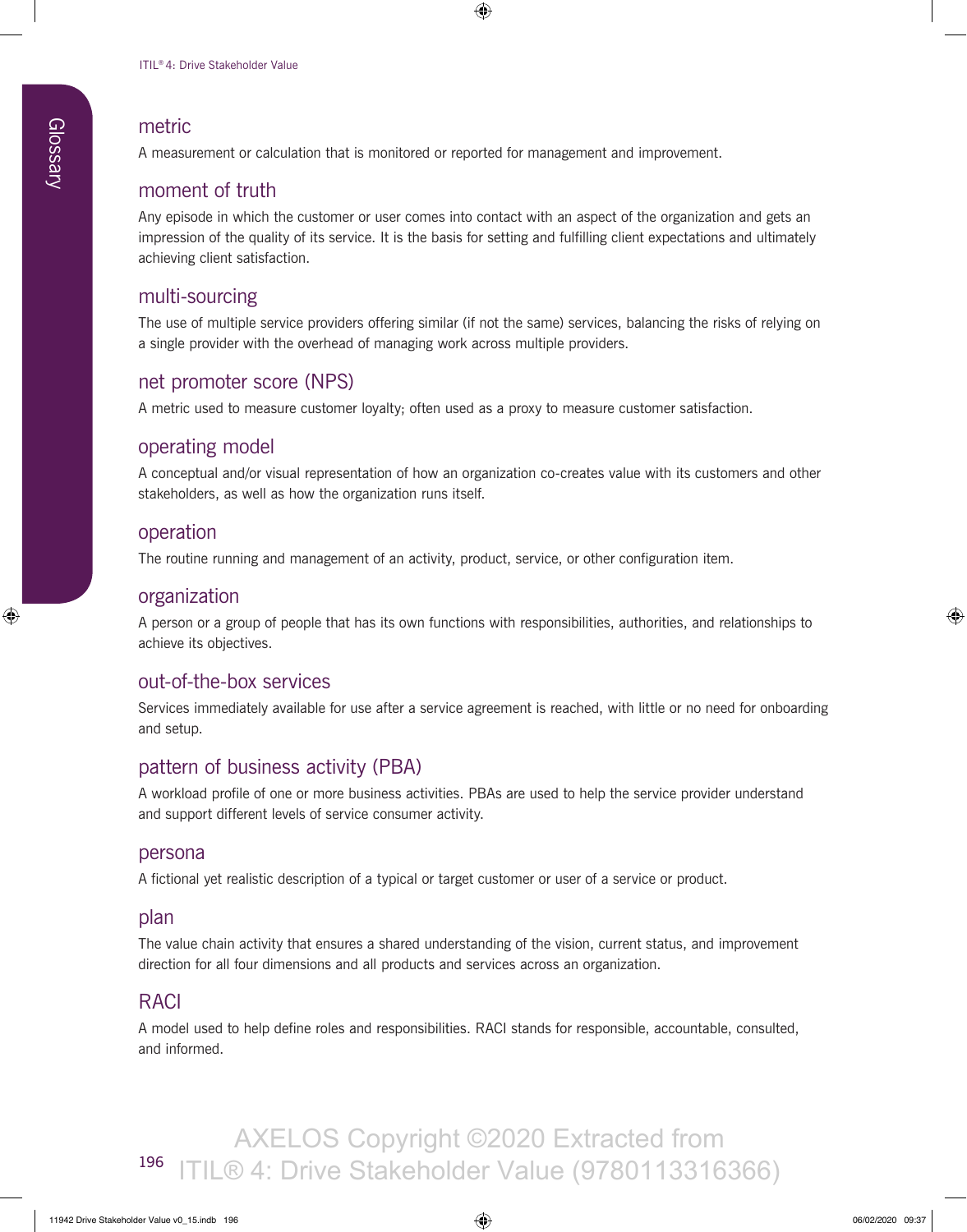## metric

A measurement or calculation that is monitored or reported for management and improvement.

## moment of truth

Any episode in which the customer or user comes into contact with an aspect of the organization and gets an impression of the quality of its service. It is the basis for setting and fulfilling client expectations and ultimately achieving client satisfaction.

## multi-sourcing

The use of multiple service providers offering similar (if not the same) services, balancing the risks of relying on a single provider with the overhead of managing work across multiple providers.

## net promoter score (NPS)

A metric used to measure customer loyalty; often used as a proxy to measure customer satisfaction.

## operating model

A conceptual and/or visual representation of how an organization co-creates value with its customers and other stakeholders, as well as how the organization runs itself.

## operation

The routine running and management of an activity, product, service, or other configuration item.

## organization

A person or a group of people that has its own functions with responsibilities, authorities, and relationships to achieve its objectives.

## out-of-the-box services

Services immediately available for use after a service agreement is reached, with little or no need for onboarding and setup.

## pattern of business activity (PBA)

A workload profile of one or more business activities. PBAs are used to help the service provider understand and support different levels of service consumer activity.

## persona

A fictional yet realistic description of a typical or target customer or user of a service or product.

## plan

The value chain activity that ensures a shared understanding of the vision, current status, and improvement direction for all four dimensions and all products and services across an organization.

## RACI

A model used to help define roles and responsibilities. RACI stands for responsible, accountable, consulted, and informed.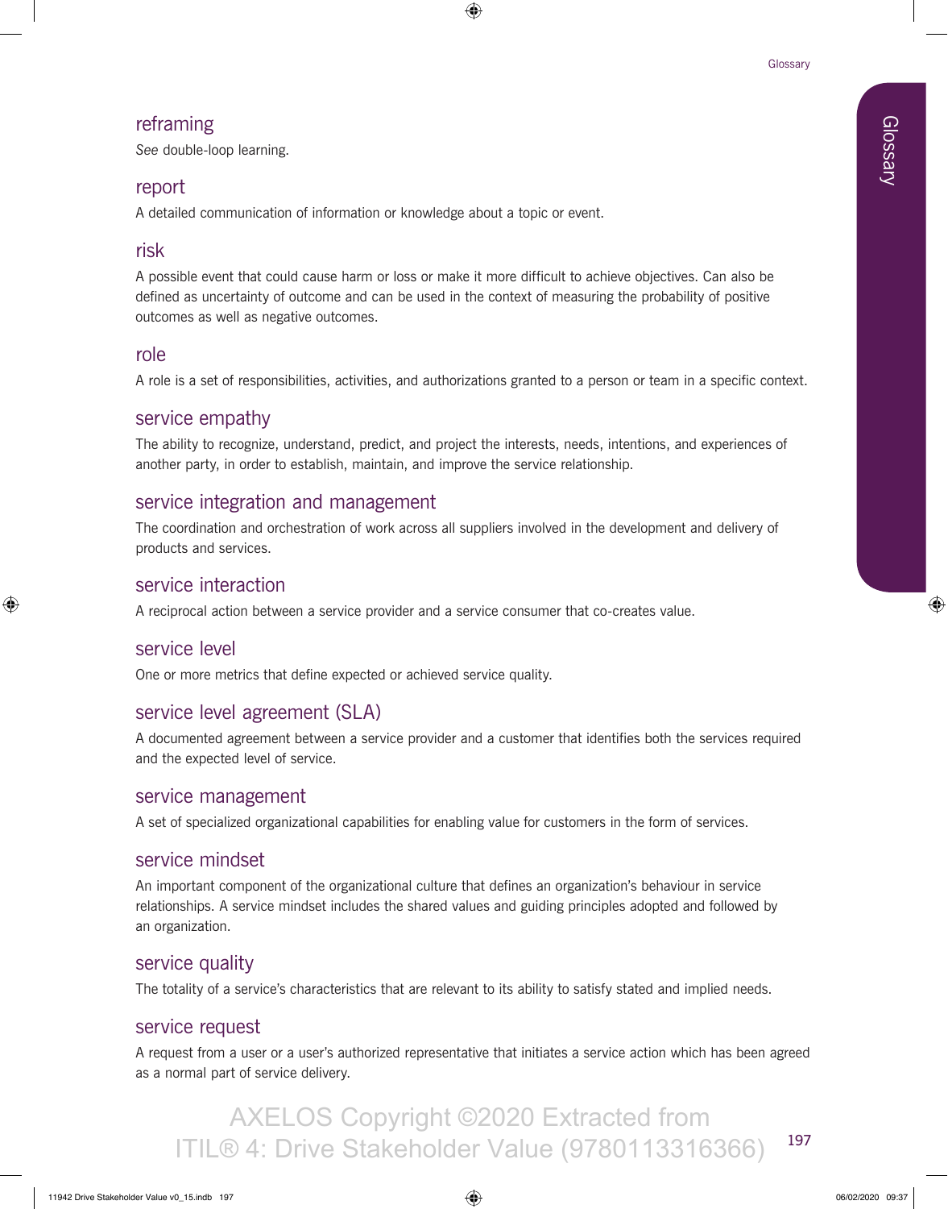## reframing

*See* double-loop learning.

## report

A detailed communication of information or knowledge about a topic or event.

## risk

A possible event that could cause harm or loss or make it more difficult to achieve objectives. Can also be defined as uncertainty of outcome and can be used in the context of measuring the probability of positive outcomes as well as negative outcomes.

## role

A role is a set of responsibilities, activities, and authorizations granted to a person or team in a specific context.

## service empathy

The ability to recognize, understand, predict, and project the interests, needs, intentions, and experiences of another party, in order to establish, maintain, and improve the service relationship.

## service integration and management

The coordination and orchestration of work across all suppliers involved in the development and delivery of products and services.

## service interaction

A reciprocal action between a service provider and a service consumer that co-creates value.

## service level

One or more metrics that define expected or achieved service quality.

## service level agreement (SLA)

A documented agreement between a service provider and a customer that identifies both the services required and the expected level of service.

## service management

A set of specialized organizational capabilities for enabling value for customers in the form of services.

## service mindset

An important component of the organizational culture that defines an organization's behaviour in service relationships. A service mindset includes the shared values and guiding principles adopted and followed by an organization.

## service quality

The totality of a service's characteristics that are relevant to its ability to satisfy stated and implied needs.

## service request

A request from a user or a user's authorized representative that initiates a service action which has been agreed as a normal part of service delivery.

AXELOS Copyright ©2020 Extracted from ITIL® 4: Drive Stakeholder Value (9780113316366)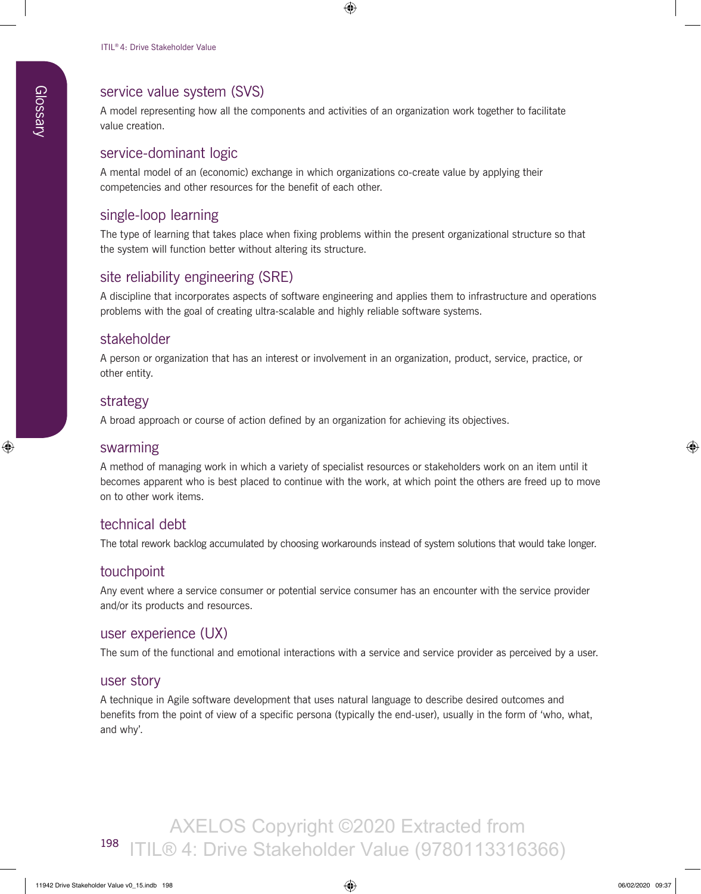## service value system (SVS)

A model representing how all the components and activities of an organization work together to facilitate value creation.

## service-dominant logic

A mental model of an (economic) exchange in which organizations co-create value by applying their competencies and other resources for the benefit of each other.

## single-loop learning

The type of learning that takes place when fixing problems within the present organizational structure so that the system will function better without altering its structure.

## site reliability engineering (SRE)

A discipline that incorporates aspects of software engineering and applies them to infrastructure and operations problems with the goal of creating ultra-scalable and highly reliable software systems.

## stakeholder

A person or organization that has an interest or involvement in an organization, product, service, practice, or other entity.

## strategy

A broad approach or course of action defined by an organization for achieving its objectives.

## swarming

A method of managing work in which a variety of specialist resources or stakeholders work on an item until it becomes apparent who is best placed to continue with the work, at which point the others are freed up to move on to other work items.

## technical debt

The total rework backlog accumulated by choosing workarounds instead of system solutions that would take longer.

## touchpoint

Any event where a service consumer or potential service consumer has an encounter with the service provider and/or its products and resources.

## user experience (UX)

The sum of the functional and emotional interactions with a service and service provider as perceived by a user.

## user story

A technique in Agile software development that uses natural language to describe desired outcomes and benefits from the point of view of a specific persona (typically the end-user), usually in the form of 'who, what, and why'.

AXELOS Copyright ©2020 Extracted from ITIL® 4: Drive Stakeholder Value (9780113316366)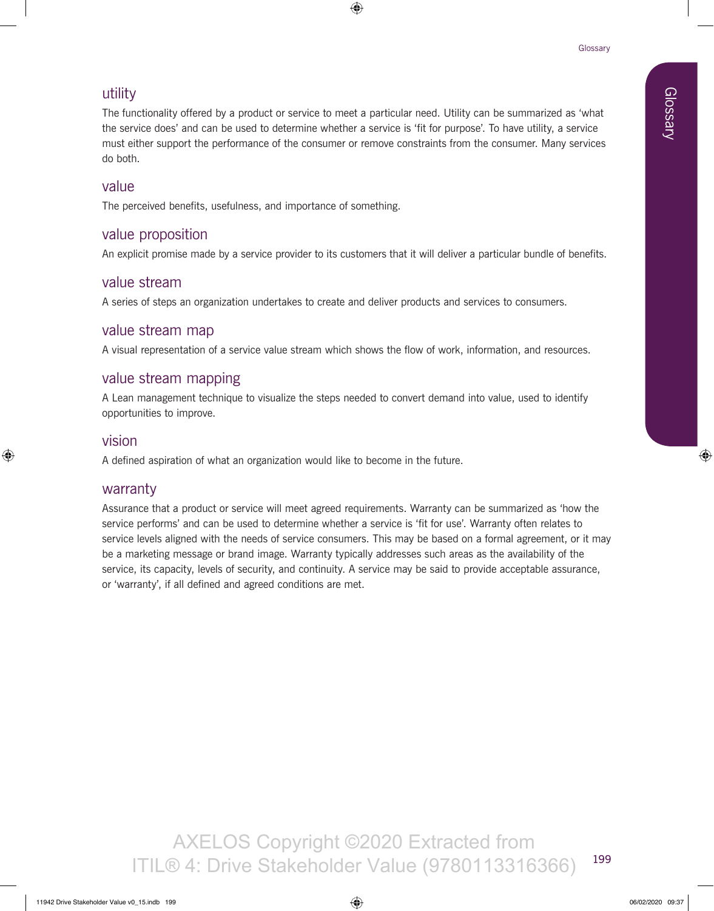## utility

The functionality offered by a product or service to meet a particular need. Utility can be summarized as 'what the service does' and can be used to determine whether a service is 'fit for purpose'. To have utility, a service must either support the performance of the consumer or remove constraints from the consumer. Many services do both.

## value

The perceived benefits, usefulness, and importance of something.

## value proposition

An explicit promise made by a service provider to its customers that it will deliver a particular bundle of benefits.

## value stream

A series of steps an organization undertakes to create and deliver products and services to consumers.

## value stream map

A visual representation of a service value stream which shows the flow of work, information, and resources.

## value stream mapping

A Lean management technique to visualize the steps needed to convert demand into value, used to identify opportunities to improve.

## vision

A defined aspiration of what an organization would like to become in the future.

## warranty

Assurance that a product or service will meet agreed requirements. Warranty can be summarized as 'how the service performs' and can be used to determine whether a service is 'fit for use'. Warranty often relates to service levels aligned with the needs of service consumers. This may be based on a formal agreement, or it may be a marketing message or brand image. Warranty typically addresses such areas as the availability of the service, its capacity, levels of security, and continuity. A service may be said to provide acceptable assurance, or 'warranty', if all defined and agreed conditions are met.

AXELOS Copyright ©2020 Extracted from ITIL® 4: Drive Stakeholder Value (9780113316366)